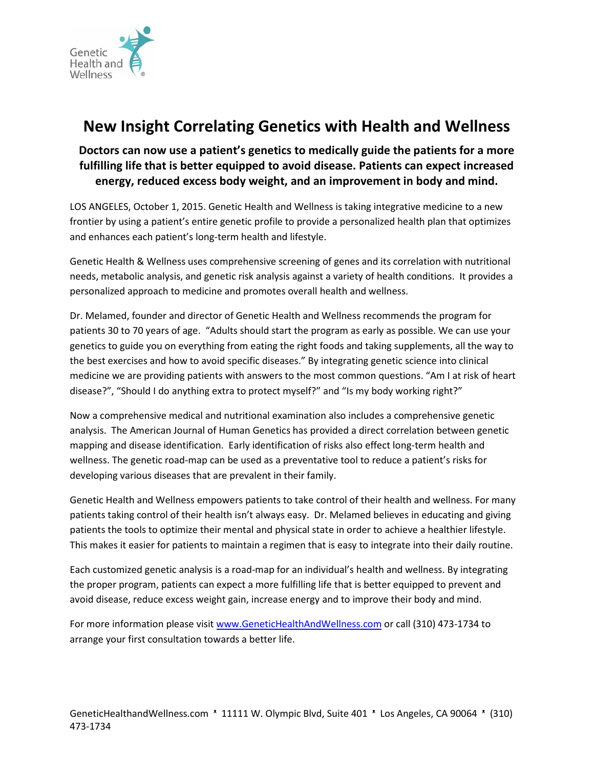Genetic Health and Wellness

# New Insight Correlating Genetics with Health and Wellness

**Doctors can now use a patient's genetics to medically guide the patients for a more fulfilling life that is better equipped to avoid disease. Patients can expect increased energy, reduced excess body weight, and an improvement in body and mind.**

LOS ANGELES, October 1, 2015. Genetic Health and Wellness is taking integrative medicine to a new frontier by using a patient's entire genetic profile to provide a personalized health plan that optimizes and enhances each patient's long-term health and lifestyle.

Genetic Health & Wellness uses comprehensive screening of genes and its correlation with nutritional needs, metabolic analysis, and genetic risk analysis against a variety of health conditions. It provides a personalized approach to medicine and promotes overall health and wellness.

Dr. Melamed, founder and director of Genetic Health and Wellness recommends the program for patients 30 to 70 years of age. "Adults should start the program as early as possible. We can use your genetics to guide you on everything from eating the right foods and taking supplements, all the way to the best exercises and how to avoid specific diseases." By integrating genetic science into clinical medicine we are providing patients with answers to the most common questions. "Am I at risk of heart disease?", "Should I do anything extra to protect myself?" and "Is my body working right?"

Now a comprehensive medical and nutritional examination also includes a comprehensive genetic analysis. The American Journal of Human Genetics has provided a direct correlation between genetic mapping and disease identification. Early identification of risks also effect long-term health and wellness. The genetic road-map can be used as a preventative tool to reduce a patient's risks for developing various diseases that are prevalent in their family.

Genetic Health and Wellness empowers patients to take control of their health and wellness. For many patients taking control of their health isn't always easy. Dr. Melamed believes in educating and giving patients the tools to optimize their mental and physical state in order to achieve a healthier lifestyle. This makes it easier for patients to maintain a regimen that is easy to integrate into their daily routine.

Each customized genetic analysis is a road-map for an individual's health and wellness. By integrating the proper program, patients can expect a more fulfilling life that is better equipped to prevent and avoid disease, reduce excess weight gain, increase energy and to improve their body and mind.

For more information please visit www.GeneticHealthAndWellness.com or call (310) 473-1734 to arrange your first consultation towards a better life.

GeneticHealthandWellness.com * 11111 W. Olympic Blvd, Suite 401 * Los Angeles, CA 90064 * (310) 473-1734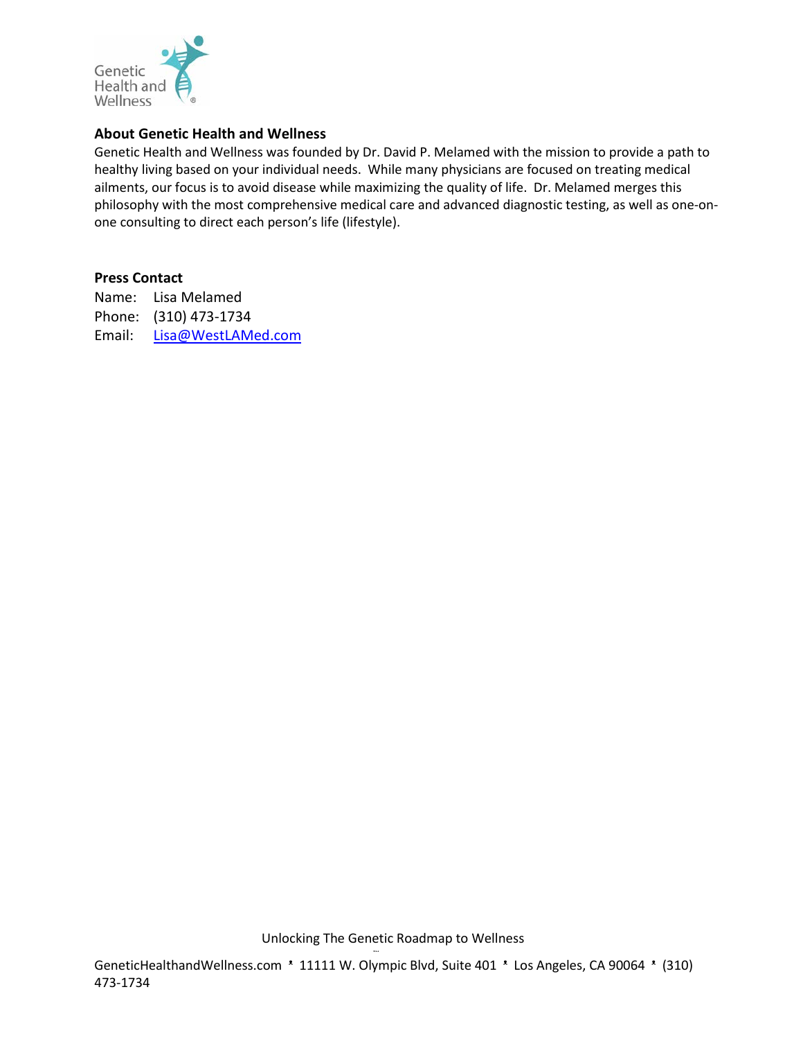### About Genetic Health and Wellness

Genetic Health and Wellness was founded by Dr. David P. Melamed with the mission to provide a path to healthy living based on your individual needs. While many physicians are focused on treating medical ailments, our focus is to avoid disease while maximizing the quality of life. Dr. Melamed merges this philosophy with the most comprehensive medical care and advanced diagnostic testing, as well as one-on-one consulting to direct each person's life (lifestyle).

### Press Contact

Name: Lisa Melamed
Phone: (310) 473-1734
Email: Lisa@WestLAMed.com

Unlocking The Genetic Roadmap to Wellness

GeneticHealthandWellness.com * 11111 W. Olympic Blvd, Suite 401 * Los Angeles, CA 90064 * (310) 473-1734